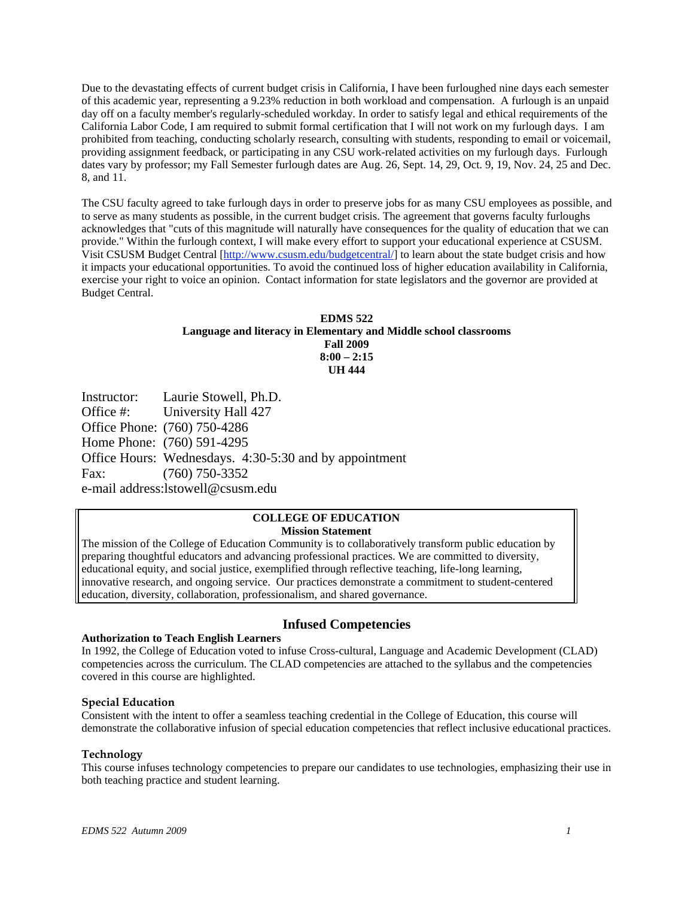Due to the devastating effects of current budget crisis in California, I have been furloughed nine days each semester of this academic year, representing a 9.23% reduction in both workload and compensation. A furlough is an unpaid day off on a faculty member's regularly-scheduled workday. In order to satisfy legal and ethical requirements of the California Labor Code, I am required to submit formal certification that I will not work on my furlough days. I am prohibited from teaching, conducting scholarly research, consulting with students, responding to email or voicemail, providing assignment feedback, or participating in any CSU work-related activities on my furlough days. Furlough dates vary by professor; my Fall Semester furlough dates are Aug. 26, Sept. 14, 29, Oct. 9, 19, Nov. 24, 25 and Dec. 8, and 11.

The CSU faculty agreed to take furlough days in order to preserve jobs for as many CSU employees as possible, and to serve as many students as possible, in the current budget crisis. The agreement that governs faculty furloughs acknowledges that "cuts of this magnitude will naturally have consequences for the quality of education that we can provide." Within the furlough context, I will make every effort to support your educational experience at CSUSM. Visit CSUSM Budget Central [http://www.csusm.edu/budgetcentral/] to learn about the state budget crisis and how it impacts your educational opportunities. To avoid the continued loss of higher education availability in California, exercise your right to voice an opinion. Contact information for state legislators and the governor are provided at Budget Central.

**EDMS 522**
**Language and literacy in Elementary and Middle school classrooms**
**Fall 2009**
**8:00 – 2:15**
**UH 444**

Instructor: Laurie Stowell, Ph.D.
Office #: University Hall 427
Office Phone: (760) 750-4286
Home Phone: (760) 591-4295
Office Hours: Wednesdays. 4:30-5:30 and by appointment
Fax: (760) 750-3352
e-mail address:lstowell@csusm.edu

**COLLEGE OF EDUCATION**
**Mission Statement**

The mission of the College of Education Community is to collaboratively transform public education by preparing thoughtful educators and advancing professional practices. We are committed to diversity, educational equity, and social justice, exemplified through reflective teaching, life-long learning, innovative research, and ongoing service. Our practices demonstrate a commitment to student-centered education, diversity, collaboration, professionalism, and shared governance.

## Infused Competencies

**Authorization to Teach English Learners**

In 1992, the College of Education voted to infuse Cross-cultural, Language and Academic Development (CLAD) competencies across the curriculum. The CLAD competencies are attached to the syllabus and the competencies covered in this course are highlighted.

**Special Education**

Consistent with the intent to offer a seamless teaching credential in the College of Education, this course will demonstrate the collaborative infusion of special education competencies that reflect inclusive educational practices.

**Technology**

This course infuses technology competencies to prepare our candidates to use technologies, emphasizing their use in both teaching practice and student learning.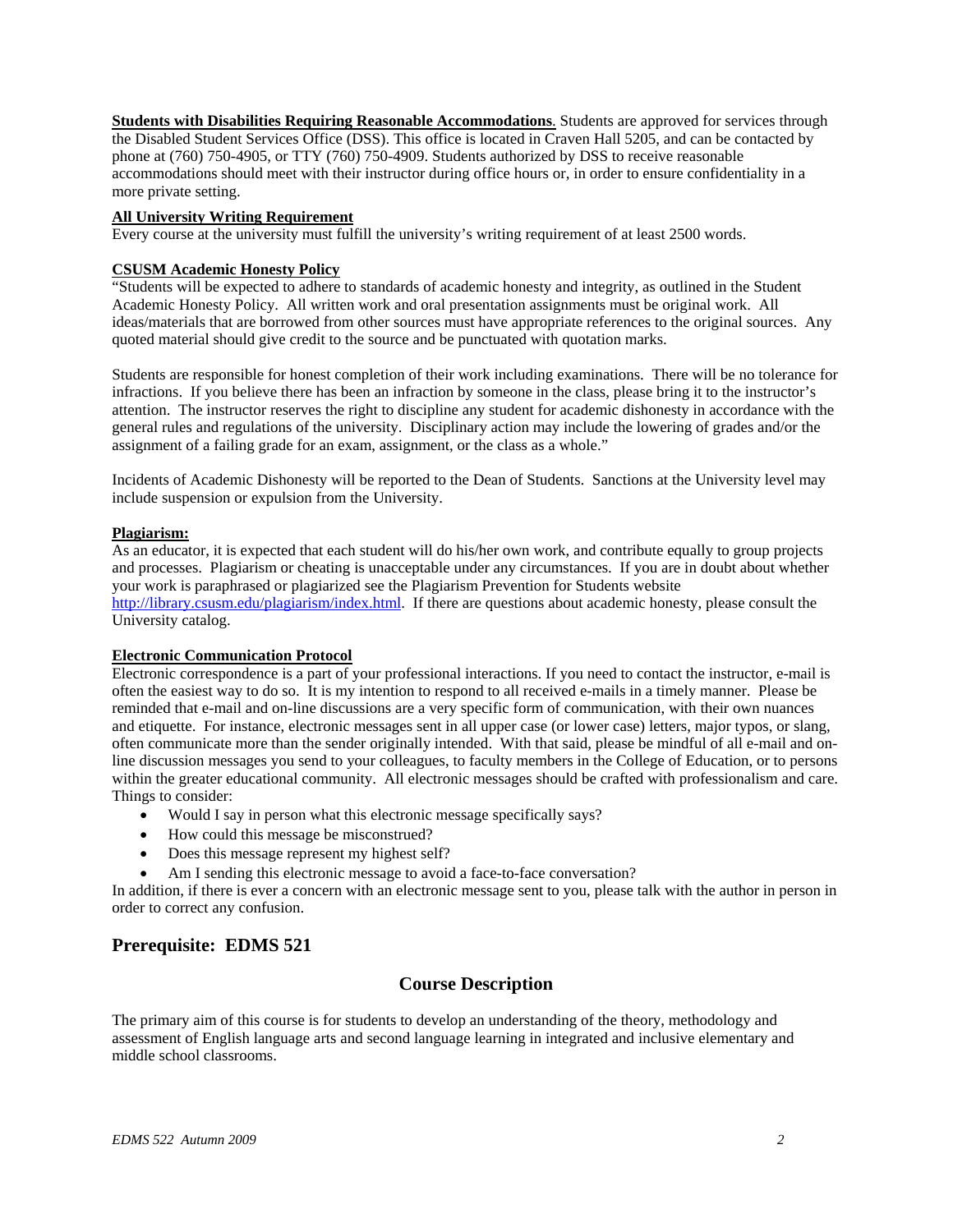**Students with Disabilities Requiring Reasonable Accommodations**. Students are approved for services through the Disabled Student Services Office (DSS). This office is located in Craven Hall 5205, and can be contacted by phone at (760) 750-4905, or TTY (760) 750-4909. Students authorized by DSS to receive reasonable accommodations should meet with their instructor during office hours or, in order to ensure confidentiality in a more private setting.

**All University Writing Requirement**
Every course at the university must fulfill the university's writing requirement of at least 2500 words.

**CSUSM Academic Honesty Policy**
"Students will be expected to adhere to standards of academic honesty and integrity, as outlined in the Student Academic Honesty Policy. All written work and oral presentation assignments must be original work. All ideas/materials that are borrowed from other sources must have appropriate references to the original sources. Any quoted material should give credit to the source and be punctuated with quotation marks.

Students are responsible for honest completion of their work including examinations. There will be no tolerance for infractions. If you believe there has been an infraction by someone in the class, please bring it to the instructor's attention. The instructor reserves the right to discipline any student for academic dishonesty in accordance with the general rules and regulations of the university. Disciplinary action may include the lowering of grades and/or the assignment of a failing grade for an exam, assignment, or the class as a whole."

Incidents of Academic Dishonesty will be reported to the Dean of Students. Sanctions at the University level may include suspension or expulsion from the University.

**Plagiarism:**
As an educator, it is expected that each student will do his/her own work, and contribute equally to group projects and processes. Plagiarism or cheating is unacceptable under any circumstances. If you are in doubt about whether your work is paraphrased or plagiarized see the Plagiarism Prevention for Students website http://library.csusm.edu/plagiarism/index.html. If there are questions about academic honesty, please consult the University catalog.

**Electronic Communication Protocol**
Electronic correspondence is a part of your professional interactions. If you need to contact the instructor, e-mail is often the easiest way to do so. It is my intention to respond to all received e-mails in a timely manner. Please be reminded that e-mail and on-line discussions are a very specific form of communication, with their own nuances and etiquette. For instance, electronic messages sent in all upper case (or lower case) letters, major typos, or slang, often communicate more than the sender originally intended. With that said, please be mindful of all e-mail and on-line discussion messages you send to your colleagues, to faculty members in the College of Education, or to persons within the greater educational community. All electronic messages should be crafted with professionalism and care. Things to consider:

- Would I say in person what this electronic message specifically says?
- How could this message be misconstrued?
- Does this message represent my highest self?
- Am I sending this electronic message to avoid a face-to-face conversation?

In addition, if there is ever a concern with an electronic message sent to you, please talk with the author in person in order to correct any confusion.

## Prerequisite: EDMS 521

## Course Description

The primary aim of this course is for students to develop an understanding of the theory, methodology and assessment of English language arts and second language learning in integrated and inclusive elementary and middle school classrooms.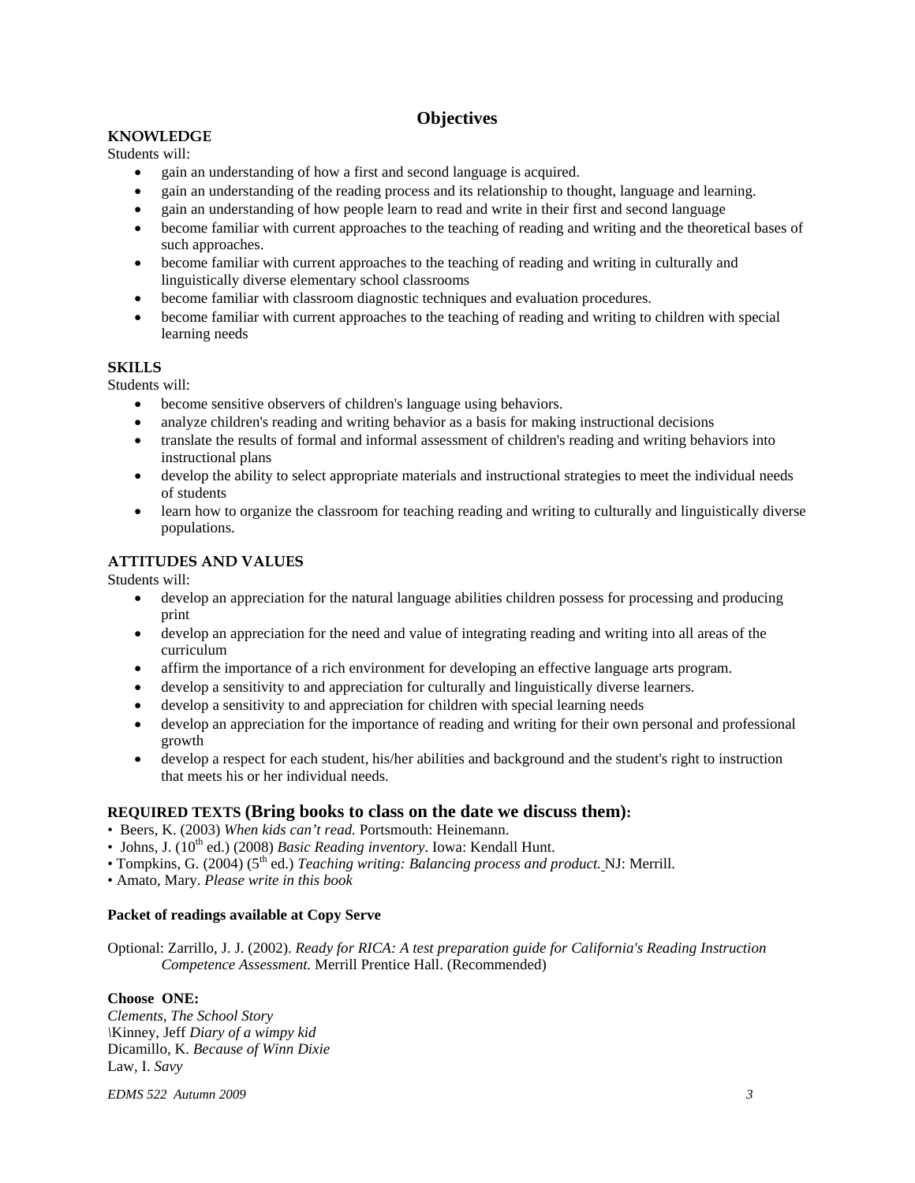## Objectives

**KNOWLEDGE**

Students will:

- gain an understanding of how a first and second language is acquired.
- gain an understanding of the reading process and its relationship to thought, language and learning.
- gain an understanding of how people learn to read and write in their first and second language
- become familiar with current approaches to the teaching of reading and writing and the theoretical bases of such approaches.
- become familiar with current approaches to the teaching of reading and writing in culturally and linguistically diverse elementary school classrooms
- become familiar with classroom diagnostic techniques and evaluation procedures.
- become familiar with current approaches to the teaching of reading and writing to children with special learning needs

**SKILLS**

Students will:

- become sensitive observers of children's language using behaviors.
- analyze children's reading and writing behavior as a basis for making instructional decisions
- translate the results of formal and informal assessment of children's reading and writing behaviors into instructional plans
- develop the ability to select appropriate materials and instructional strategies to meet the individual needs of students
- learn how to organize the classroom for teaching reading and writing to culturally and linguistically diverse populations.

**ATTITUDES AND VALUES**

Students will:

- develop an appreciation for the natural language abilities children possess for processing and producing print
- develop an appreciation for the need and value of integrating reading and writing into all areas of the curriculum
- affirm the importance of a rich environment for developing an effective language arts program.
- develop a sensitivity to and appreciation for culturally and linguistically diverse learners.
- develop a sensitivity to and appreciation for children with special learning needs
- develop an appreciation for the importance of reading and writing for their own personal and professional growth
- develop a respect for each student, his/her abilities and background and the student's right to instruction that meets his or her individual needs.

**REQUIRED TEXTS (Bring books to class on the date we discuss them):**

- Beers, K. (2003) *When kids can't read.* Portsmouth: Heinemann.
- Johns, J. (10th ed.) (2008) *Basic Reading inventory*. Iowa: Kendall Hunt.
- Tompkins, G. (2004) (5th ed.) *Teaching writing: Balancing process and product.* NJ: Merrill.
- Amato, Mary. *Please write in this book*

**Packet of readings available at Copy Serve**

Optional: Zarrillo, J. J. (2002). *Ready for RICA: A test preparation guide for California's Reading Instruction Competence Assessment.* Merrill Prentice Hall. (Recommended)

**Choose ONE:**

*Clements, The School Story*
\Kinney, Jeff *Diary of a wimpy kid*
Dicamillo, K. *Because of Winn Dixie*
Law, I. *Savy*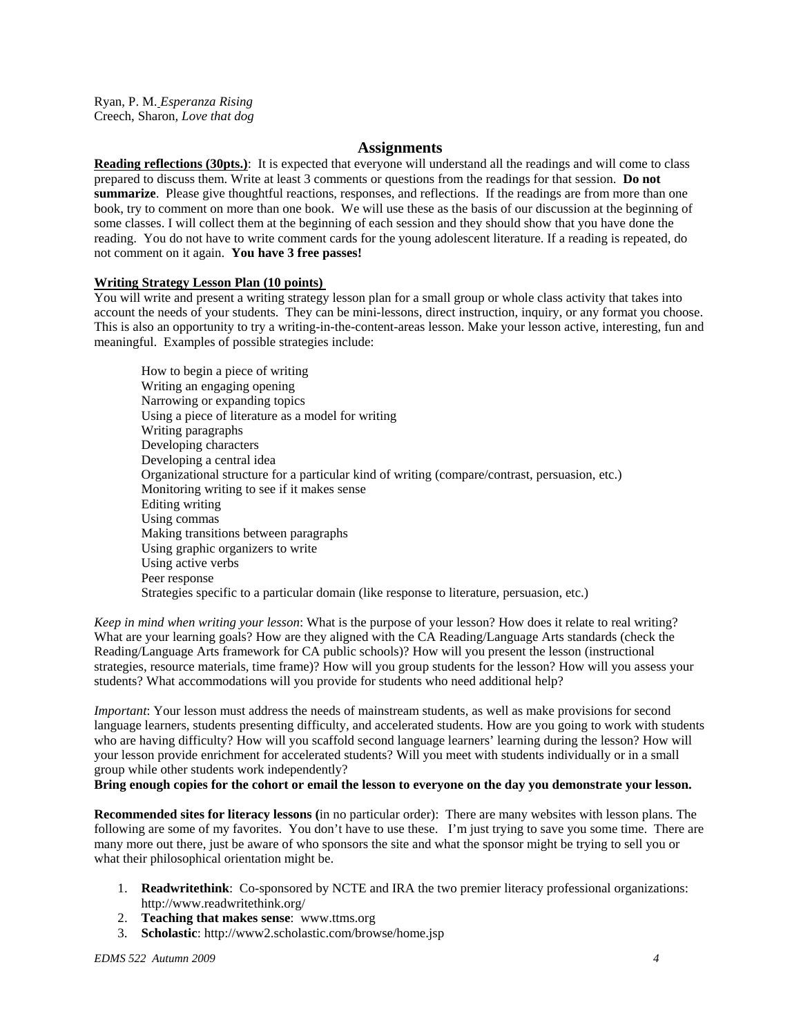Ryan, P. M. *Esperanza Rising*
Creech, Sharon, *Love that dog*

## Assignments

**Reading reflections (30pts.)**: It is expected that everyone will understand all the readings and will come to class prepared to discuss them. Write at least 3 comments or questions from the readings for that session. **Do not summarize**. Please give thoughtful reactions, responses, and reflections. If the readings are from more than one book, try to comment on more than one book. We will use these as the basis of our discussion at the beginning of some classes. I will collect them at the beginning of each session and they should show that you have done the reading. You do not have to write comment cards for the young adolescent literature. If a reading is repeated, do not comment on it again. **You have 3 free passes!**

**Writing Strategy Lesson Plan (10 points)**

You will write and present a writing strategy lesson plan for a small group or whole class activity that takes into account the needs of your students. They can be mini-lessons, direct instruction, inquiry, or any format you choose. This is also an opportunity to try a writing-in-the-content-areas lesson. Make your lesson active, interesting, fun and meaningful. Examples of possible strategies include:

- How to begin a piece of writing
- Writing an engaging opening
- Narrowing or expanding topics
- Using a piece of literature as a model for writing
- Writing paragraphs
- Developing characters
- Developing a central idea
- Organizational structure for a particular kind of writing (compare/contrast, persuasion, etc.)
- Monitoring writing to see if it makes sense
- Editing writing
- Using commas
- Making transitions between paragraphs
- Using graphic organizers to write
- Using active verbs
- Peer response
- Strategies specific to a particular domain (like response to literature, persuasion, etc.)

*Keep in mind when writing your lesson*: What is the purpose of your lesson? How does it relate to real writing? What are your learning goals? How are they aligned with the CA Reading/Language Arts standards (check the Reading/Language Arts framework for CA public schools)? How will you present the lesson (instructional strategies, resource materials, time frame)? How will you group students for the lesson? How will you assess your students? What accommodations will you provide for students who need additional help?

*Important*: Your lesson must address the needs of mainstream students, as well as make provisions for second language learners, students presenting difficulty, and accelerated students. How are you going to work with students who are having difficulty? How will you scaffold second language learners' learning during the lesson? How will your lesson provide enrichment for accelerated students? Will you meet with students individually or in a small group while other students work independently?
**Bring enough copies for the cohort or email the lesson to everyone on the day you demonstrate your lesson.**

**Recommended sites for literacy lessons (**in no particular order): There are many websites with lesson plans. The following are some of my favorites. You don't have to use these. I'm just trying to save you some time. There are many more out there, just be aware of who sponsors the site and what the sponsor might be trying to sell you or what their philosophical orientation might be.

1. **Readwritethink**: Co-sponsored by NCTE and IRA the two premier literacy professional organizations: http://www.readwritethink.org/
2. **Teaching that makes sense**: www.ttms.org
3. **Scholastic**: http://www2.scholastic.com/browse/home.jsp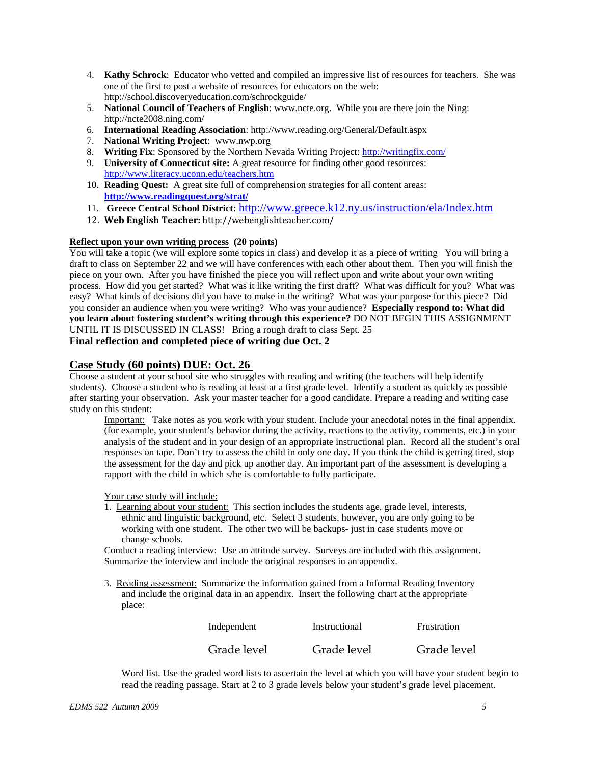4. **Kathy Schrock**: Educator who vetted and compiled an impressive list of resources for teachers. She was one of the first to post a website of resources for educators on the web: http://school.discoveryeducation.com/schrockguide/
5. **National Council of Teachers of English**: www.ncte.org. While you are there join the Ning: http://ncte2008.ning.com/
6. **International Reading Association**: http://www.reading.org/General/Default.aspx
7. **National Writing Project**: www.nwp.org
8. **Writing Fix**: Sponsored by the Northern Nevada Writing Project: http://writingfix.com/
9. **University of Connecticut site:** A great resource for finding other good resources: http://www.literacy.uconn.edu/teachers.htm
10. **Reading Quest:** A great site full of comprehension strategies for all content areas: **http://www.readingquest.org/strat/**
11. **Greece Central School District:** http://www.greece.k12.ny.us/instruction/ela/Index.htm
12. **Web English Teacher:** http://webenglishteacher.com/

**Reflect upon your own writing process (20 points)**

You will take a topic (we will explore some topics in class) and develop it as a piece of writing You will bring a draft to class on September 22 and we will have conferences with each other about them. Then you will finish the piece on your own. After you have finished the piece you will reflect upon and write about your own writing process. How did you get started? What was it like writing the first draft? What was difficult for you? What was easy? What kinds of decisions did you have to make in the writing? What was your purpose for this piece? Did you consider an audience when you were writing? Who was your audience? **Especially respond to: What did you learn about fostering student's writing through this experience?** DO NOT BEGIN THIS ASSIGNMENT UNTIL IT IS DISCUSSED IN CLASS! Bring a rough draft to class Sept. 25

**Final reflection and completed piece of writing due Oct. 2**

## Case Study (60 points) DUE: Oct. 26

Choose a student at your school site who struggles with reading and writing (the teachers will help identify students). Choose a student who is reading at least at a first grade level. Identify a student as quickly as possible after starting your observation. Ask your master teacher for a good candidate. Prepare a reading and writing case study on this student:

Important: Take notes as you work with your student. Include your anecdotal notes in the final appendix. (for example, your student's behavior during the activity, reactions to the activity, comments, etc.) in your analysis of the student and in your design of an appropriate instructional plan. Record all the student's oral responses on tape. Don't try to assess the child in only one day. If you think the child is getting tired, stop the assessment for the day and pick up another day. An important part of the assessment is developing a rapport with the child in which s/he is comfortable to fully participate.

Your case study will include:

1. Learning about your student: This section includes the students age, grade level, interests, ethnic and linguistic background, etc. Select 3 students, however, you are only going to be working with one student. The other two will be backups- just in case students move or change schools.

Conduct a reading interview: Use an attitude survey. Surveys are included with this assignment. Summarize the interview and include the original responses in an appendix.

3. Reading assessment: Summarize the information gained from a Informal Reading Inventory and include the original data in an appendix. Insert the following chart at the appropriate place:

| Independent | Instructional | Frustration |
|---|---|---|
| Grade level | Grade level | Grade level |

Word list. Use the graded word lists to ascertain the level at which you will have your student begin to read the reading passage. Start at 2 to 3 grade levels below your student's grade level placement.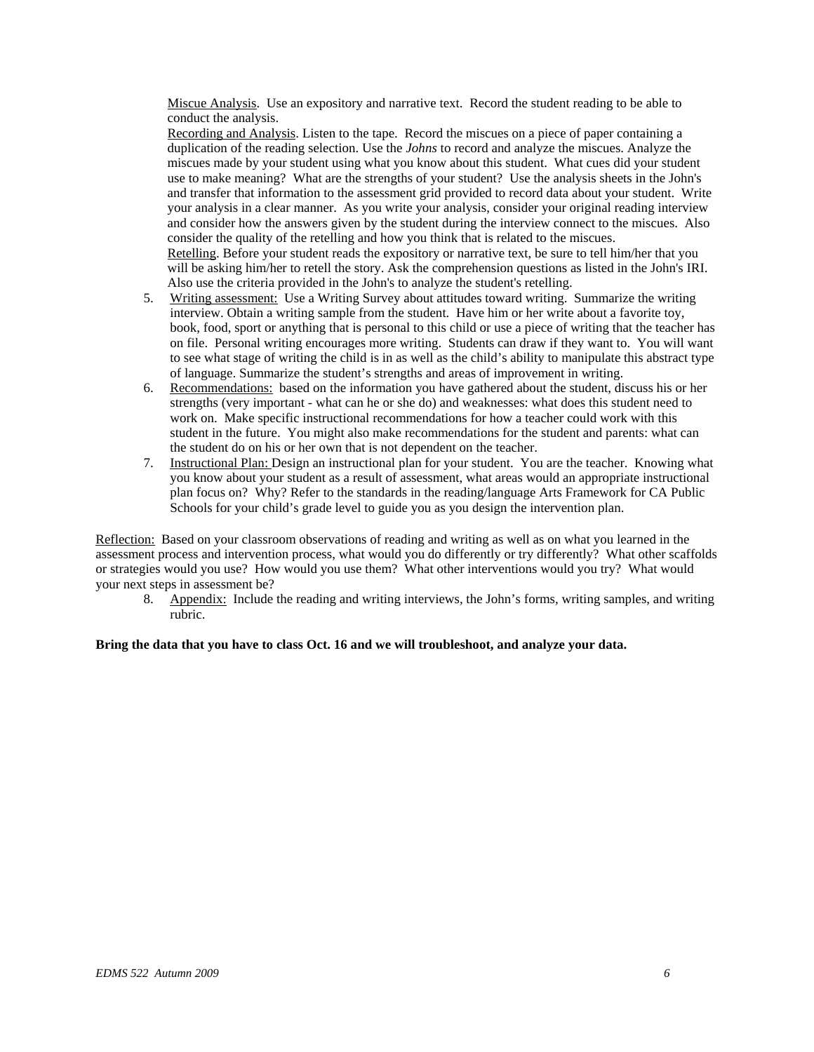Miscue Analysis. Use an expository and narrative text. Record the student reading to be able to conduct the analysis.

Recording and Analysis. Listen to the tape. Record the miscues on a piece of paper containing a duplication of the reading selection. Use the *Johns* to record and analyze the miscues. Analyze the miscues made by your student using what you know about this student. What cues did your student use to make meaning? What are the strengths of your student? Use the analysis sheets in the John's and transfer that information to the assessment grid provided to record data about your student. Write your analysis in a clear manner. As you write your analysis, consider your original reading interview and consider how the answers given by the student during the interview connect to the miscues. Also consider the quality of the retelling and how you think that is related to the miscues.

Retelling. Before your student reads the expository or narrative text, be sure to tell him/her that you will be asking him/her to retell the story. Ask the comprehension questions as listed in the John's IRI. Also use the criteria provided in the John's to analyze the student's retelling.

5. Writing assessment: Use a Writing Survey about attitudes toward writing. Summarize the writing interview. Obtain a writing sample from the student. Have him or her write about a favorite toy, book, food, sport or anything that is personal to this child or use a piece of writing that the teacher has on file. Personal writing encourages more writing. Students can draw if they want to. You will want to see what stage of writing the child is in as well as the child's ability to manipulate this abstract type of language. Summarize the student's strengths and areas of improvement in writing.
6. Recommendations: based on the information you have gathered about the student, discuss his or her strengths (very important - what can he or she do) and weaknesses: what does this student need to work on. Make specific instructional recommendations for how a teacher could work with this student in the future. You might also make recommendations for the student and parents: what can the student do on his or her own that is not dependent on the teacher.
7. Instructional Plan: Design an instructional plan for your student. You are the teacher. Knowing what you know about your student as a result of assessment, what areas would an appropriate instructional plan focus on? Why? Refer to the standards in the reading/language Arts Framework for CA Public Schools for your child's grade level to guide you as you design the intervention plan.

Reflection: Based on your classroom observations of reading and writing as well as on what you learned in the assessment process and intervention process, what would you do differently or try differently? What other scaffolds or strategies would you use? How would you use them? What other interventions would you try? What would your next steps in assessment be?

8. Appendix: Include the reading and writing interviews, the John's forms, writing samples, and writing rubric.

**Bring the data that you have to class Oct. 16 and we will troubleshoot, and analyze your data.**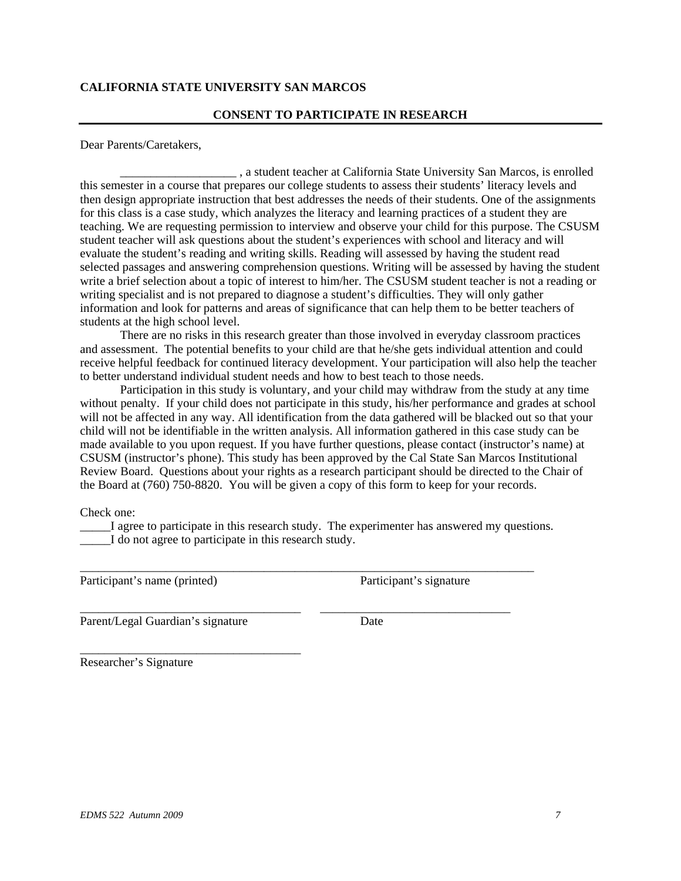**CALIFORNIA STATE UNIVERSITY SAN MARCOS**

**CONSENT TO PARTICIPATE IN RESEARCH**

---

Dear Parents/Caretakers,

___________________ , a student teacher at California State University San Marcos, is enrolled this semester in a course that prepares our college students to assess their students' literacy levels and then design appropriate instruction that best addresses the needs of their students. One of the assignments for this class is a case study, which analyzes the literacy and learning practices of a student they are teaching. We are requesting permission to interview and observe your child for this purpose. The CSUSM student teacher will ask questions about the student's experiences with school and literacy and will evaluate the student's reading and writing skills. Reading will assessed by having the student read selected passages and answering comprehension questions. Writing will be assessed by having the student write a brief selection about a topic of interest to him/her. The CSUSM student teacher is not a reading or writing specialist and is not prepared to diagnose a student's difficulties. They will only gather information and look for patterns and areas of significance that can help them to be better teachers of students at the high school level.

There are no risks in this research greater than those involved in everyday classroom practices and assessment. The potential benefits to your child are that he/she gets individual attention and could receive helpful feedback for continued literacy development. Your participation will also help the teacher to better understand individual student needs and how to best teach to those needs.

Participation in this study is voluntary, and your child may withdraw from the study at any time without penalty. If your child does not participate in this study, his/her performance and grades at school will not be affected in any way. All identification from the data gathered will be blacked out so that your child will not be identifiable in the written analysis. All information gathered in this case study can be made available to you upon request. If you have further questions, please contact (instructor's name) at CSUSM (instructor's phone). This study has been approved by the Cal State San Marcos Institutional Review Board. Questions about your rights as a research participant should be directed to the Chair of the Board at (760) 750-8820. You will be given a copy of this form to keep for your records.

Check one:

_____I agree to participate in this research study. The experimenter has answered my questions.
_____I do not agree to participate in this research study.

____________________________________________________________________________
Participant's name (printed)                                        Participant's signature

_____________________________________      ________________________________
Parent/Legal Guardian's signature                              Date

_____________________________________
Researcher's Signature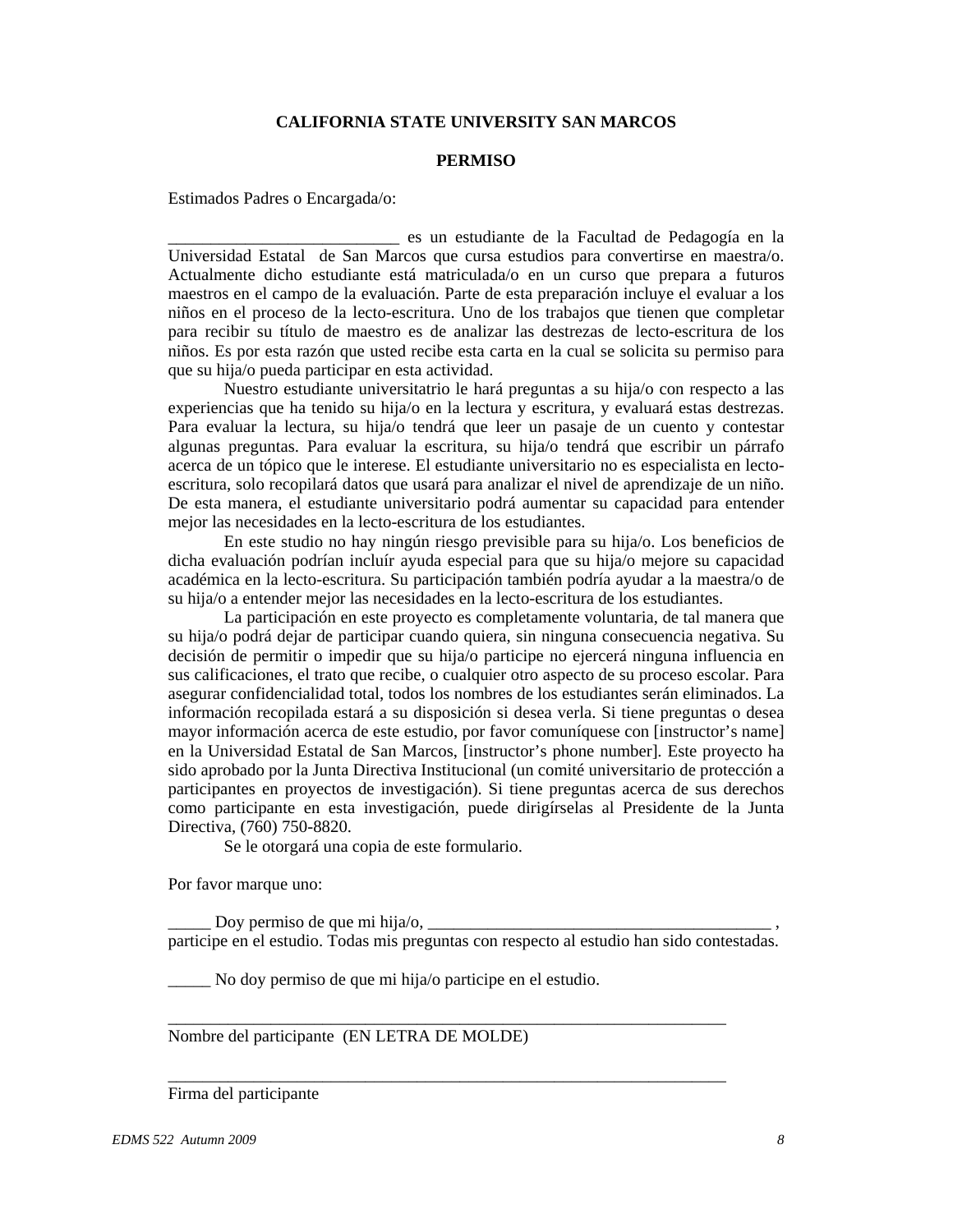**CALIFORNIA STATE UNIVERSITY SAN MARCOS**

**PERMISO**

Estimados Padres o Encargada/o:

___________________________ es un estudiante de la Facultad de Pedagogía en la Universidad Estatal de San Marcos que cursa estudios para convertirse en maestra/o. Actualmente dicho estudiante está matriculada/o en un curso que prepara a futuros maestros en el campo de la evaluación. Parte de esta preparación incluye el evaluar a los niños en el proceso de la lecto-escritura. Uno de los trabajos que tienen que completar para recibir su título de maestro es de analizar las destrezas de lecto-escritura de los niños. Es por esta razón que usted recibe esta carta en la cual se solicita su permiso para que su hija/o pueda participar en esta actividad.

Nuestro estudiante universitatrio le hará preguntas a su hija/o con respecto a las experiencias que ha tenido su hija/o en la lectura y escritura, y evaluará estas destrezas. Para evaluar la lectura, su hija/o tendrá que leer un pasaje de un cuento y contestar algunas preguntas. Para evaluar la escritura, su hija/o tendrá que escribir un párrafo acerca de un tópico que le interese. El estudiante universitario no es especialista en lecto-escritura, solo recopilará datos que usará para analizar el nivel de aprendizaje de un niño. De esta manera, el estudiante universitario podrá aumentar su capacidad para entender mejor las necesidades en la lecto-escritura de los estudiantes.

En este studio no hay ningún riesgo previsible para su hija/o. Los beneficios de dicha evaluación podrían incluír ayuda especial para que su hija/o mejore su capacidad académica en la lecto-escritura. Su participación también podría ayudar a la maestra/o de su hija/o a entender mejor las necesidades en la lecto-escritura de los estudiantes.

La participación en este proyecto es completamente voluntaria, de tal manera que su hija/o podrá dejar de participar cuando quiera, sin ninguna consecuencia negativa. Su decisión de permitir o impedir que su hija/o participe no ejercerá ninguna influencia en sus calificaciones, el trato que recibe, o cualquier otro aspecto de su proceso escolar. Para asegurar confidencialidad total, todos los nombres de los estudiantes serán eliminados. La información recopilada estará a su disposición si desea verla. Si tiene preguntas o desea mayor información acerca de este estudio, por favor comuníquese con [instructor's name] en la Universidad Estatal de San Marcos, [instructor's phone number]. Este proyecto ha sido aprobado por la Junta Directiva Institucional (un comité universitario de protección a participantes en proyectos de investigación). Si tiene preguntas acerca de sus derechos como participante en esta investigación, puede dirigírselas al Presidente de la Junta Directiva, (760) 750-8820.

Se le otorgará una copia de este formulario.

Por favor marque uno:

_____ Doy permiso de que mi hija/o, ________________________________________ , participe en el estudio. Todas mis preguntas con respecto al estudio han sido contestadas.

_____ No doy permiso de que mi hija/o participe en el estudio.

__________________________________________________________________

Nombre del participante (EN LETRA DE MOLDE)

__________________________________________________________________

Firma del participante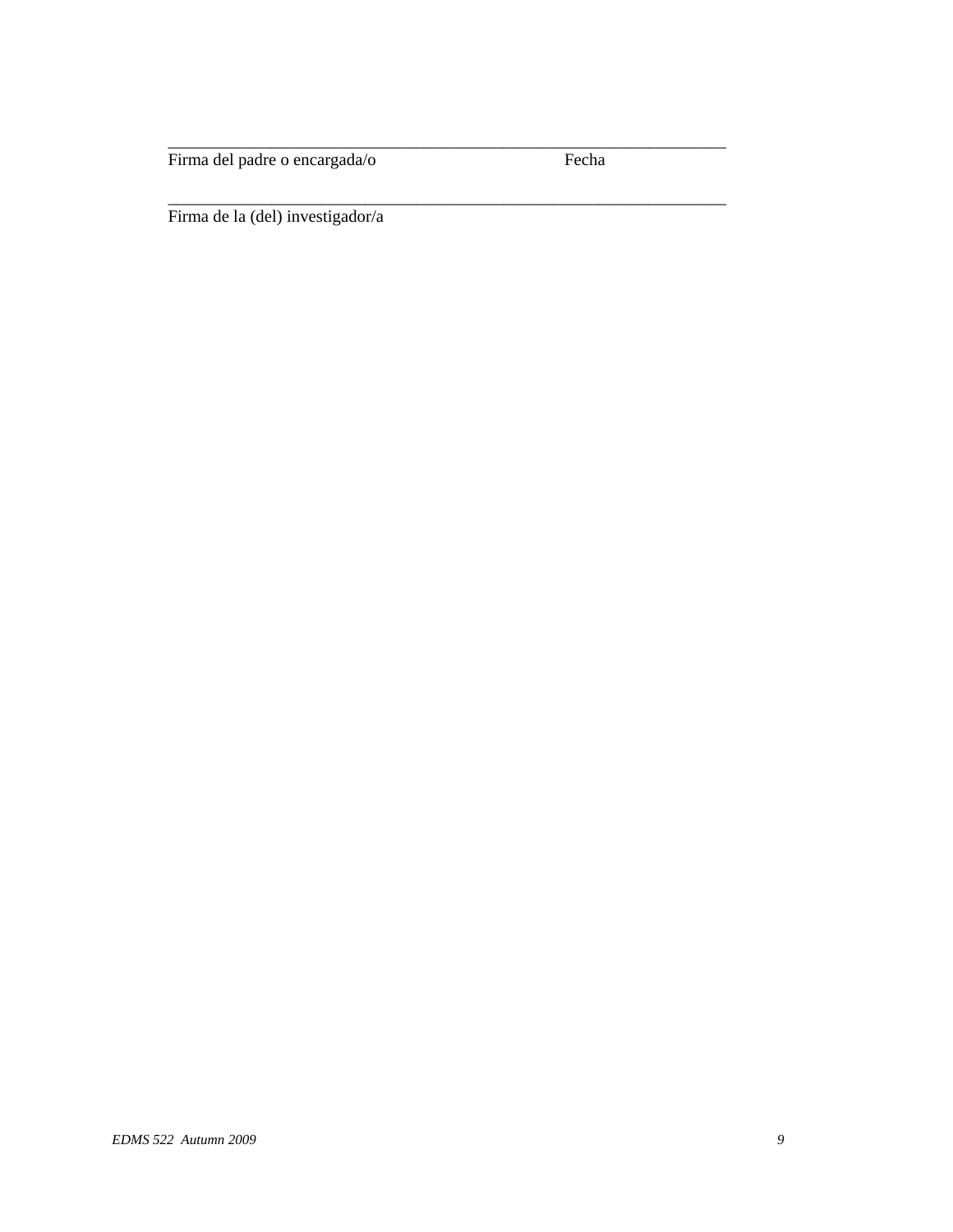\_\_\_\_\_\_\_\_\_\_\_\_\_\_\_\_\_\_\_\_\_\_\_\_\_\_\_\_\_\_\_\_\_\_\_\_\_\_\_\_\_\_\_\_\_\_\_\_\_\_\_\_\_\_\_\_\_\_\_\_\_\_\_\_\_\_

Firma del padre o encargada/o                                        Fecha

\_\_\_\_\_\_\_\_\_\_\_\_\_\_\_\_\_\_\_\_\_\_\_\_\_\_\_\_\_\_\_\_\_\_\_\_\_\_\_\_\_\_\_\_\_\_\_\_\_\_\_\_\_\_\_\_\_\_\_\_\_\_\_\_\_\_

Firma de la (del) investigador/a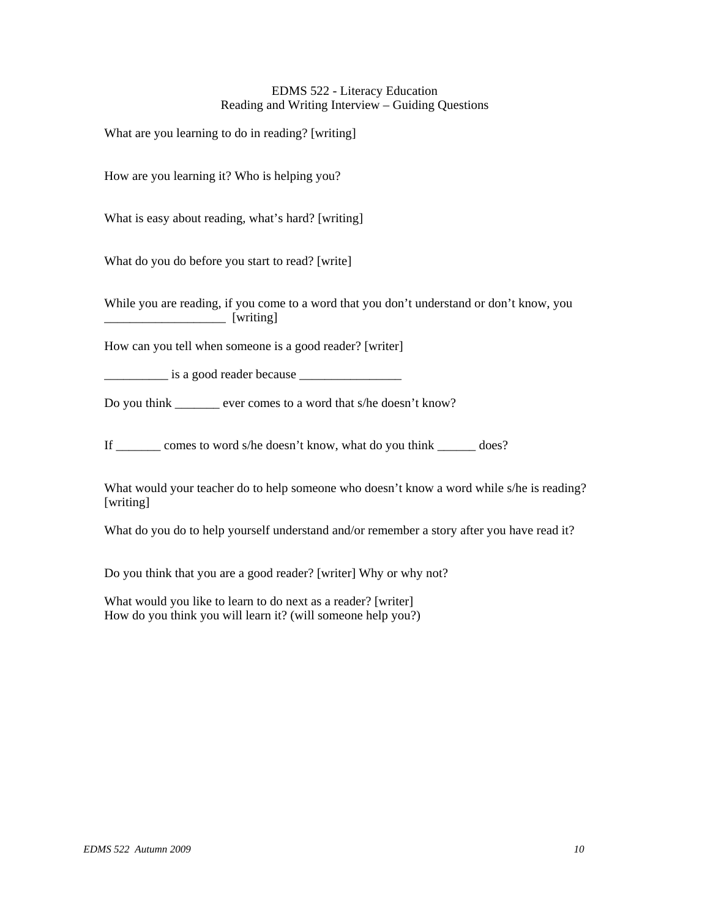# EDMS 522 - Literacy Education
## Reading and Writing Interview – Guiding Questions

What are you learning to do in reading? [writing]

How are you learning it? Who is helping you?

What is easy about reading, what's hard? [writing]

What do you do before you start to read? [write]

While you are reading, if you come to a word that you don't understand or don't know, you ___________________ [writing]

How can you tell when someone is a good reader? [writer]

__________ is a good reader because ________________

Do you think _______ ever comes to a word that s/he doesn't know?

If _______ comes to word s/he doesn't know, what do you think ______ does?

What would your teacher do to help someone who doesn't know a word while s/he is reading? [writing]

What do you do to help yourself understand and/or remember a story after you have read it?

Do you think that you are a good reader? [writer] Why or why not?

What would you like to learn to do next as a reader? [writer]
How do you think you will learn it? (will someone help you?)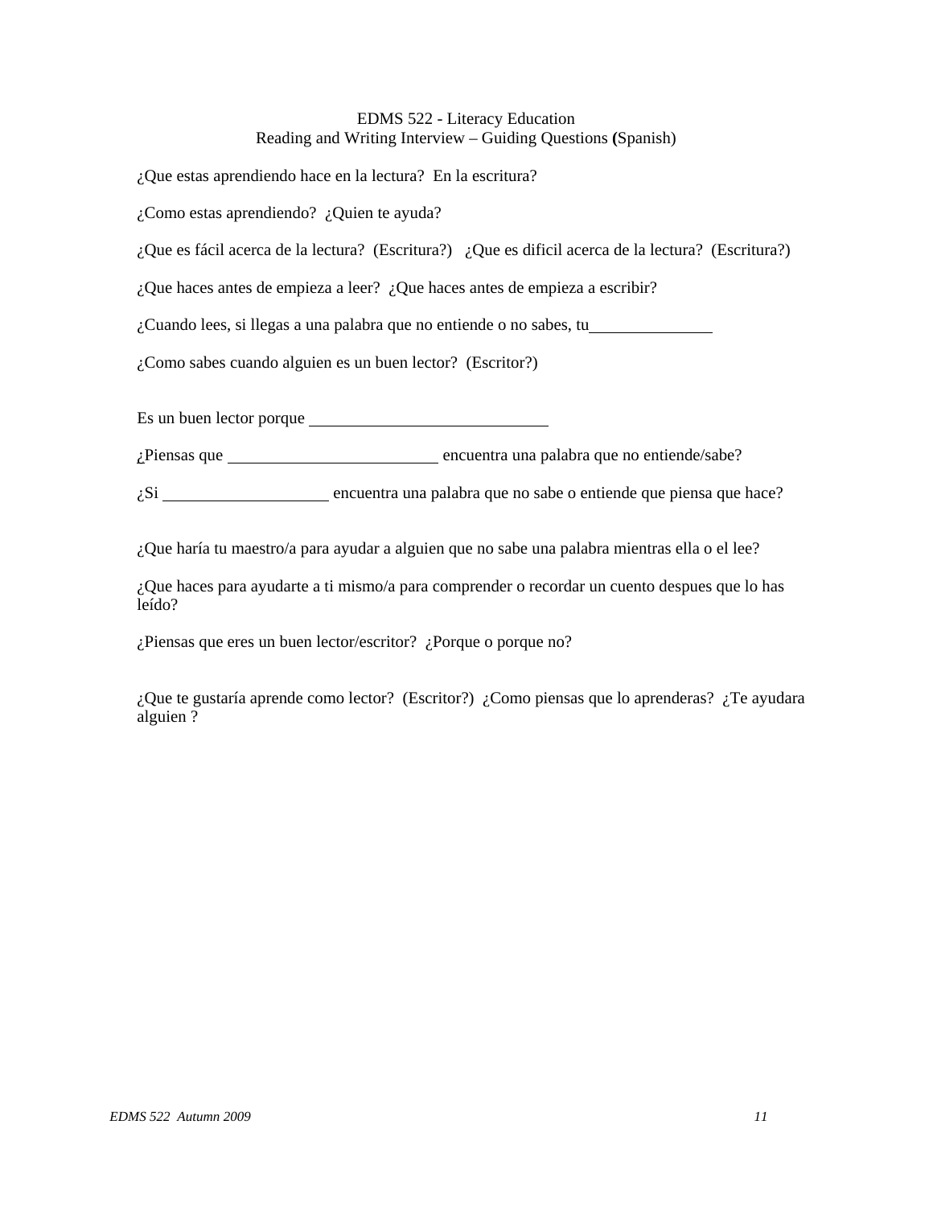EDMS 522 - Literacy Education
Reading and Writing Interview – Guiding Questions (Spanish)

¿Que estas aprendiendo hace en la lectura? En la escritura?

¿Como estas aprendiendo? ¿Quien te ayuda?

¿Que es fácil acerca de la lectura? (Escritura?) ¿Que es dificil acerca de la lectura? (Escritura?)

¿Que haces antes de empieza a leer? ¿Que haces antes de empieza a escribir?

¿Cuando lees, si llegas a una palabra que no entiende o no sabes, tu______________

¿Como sabes cuando alguien es un buen lector? (Escritor?)

Es un buen lector porque ____________________________

¿Piensas que ________________________ encuentra una palabra que no entiende/sabe?

¿Si ___________________ encuentra una palabra que no sabe o entiende que piensa que hace?

¿Que haría tu maestro/a para ayudar a alguien que no sabe una palabra mientras ella o el lee?

¿Que haces para ayudarte a ti mismo/a para comprender o recordar un cuento despues que lo has leído?

¿Piensas que eres un buen lector/escritor? ¿Porque o porque no?

¿Que te gustaría aprende como lector? (Escritor?) ¿Como piensas que lo aprenderas? ¿Te ayudara alguien ?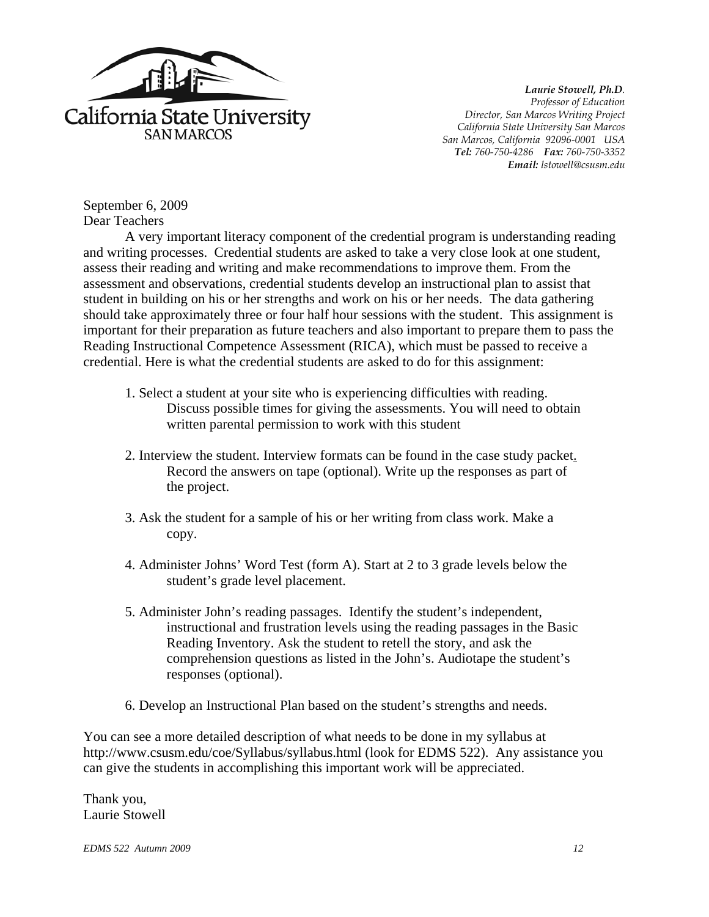California State University
SAN MARCOS

***Laurie Stowell, Ph.D.***
*Professor of Education*
*Director, San Marcos Writing Project*
*California State University San Marcos*
*San Marcos, California 92096-0001 USA*
***Tel:** 760-750-4286* ***Fax:** 760-750-3352*
***Email:** lstowell@csusm.edu*

September 6, 2009
Dear Teachers

A very important literacy component of the credential program is understanding reading and writing processes. Credential students are asked to take a very close look at one student, assess their reading and writing and make recommendations to improve them. From the assessment and observations, credential students develop an instructional plan to assist that student in building on his or her strengths and work on his or her needs. The data gathering should take approximately three or four half hour sessions with the student. This assignment is important for their preparation as future teachers and also important to prepare them to pass the Reading Instructional Competence Assessment (RICA), which must be passed to receive a credential. Here is what the credential students are asked to do for this assignment:

1. Select a student at your site who is experiencing difficulties with reading. Discuss possible times for giving the assessments. You will need to obtain written parental permission to work with this student

2. Interview the student. Interview formats can be found in the case study packet. Record the answers on tape (optional). Write up the responses as part of the project.

3. Ask the student for a sample of his or her writing from class work. Make a copy.

4. Administer Johns' Word Test (form A). Start at 2 to 3 grade levels below the student's grade level placement.

5. Administer John's reading passages. Identify the student's independent, instructional and frustration levels using the reading passages in the Basic Reading Inventory. Ask the student to retell the story, and ask the comprehension questions as listed in the John's. Audiotape the student's responses (optional).

6. Develop an Instructional Plan based on the student's strengths and needs.

You can see a more detailed description of what needs to be done in my syllabus at http://www.csusm.edu/coe/Syllabus/syllabus.html (look for EDMS 522). Any assistance you can give the students in accomplishing this important work will be appreciated.

Thank you,
Laurie Stowell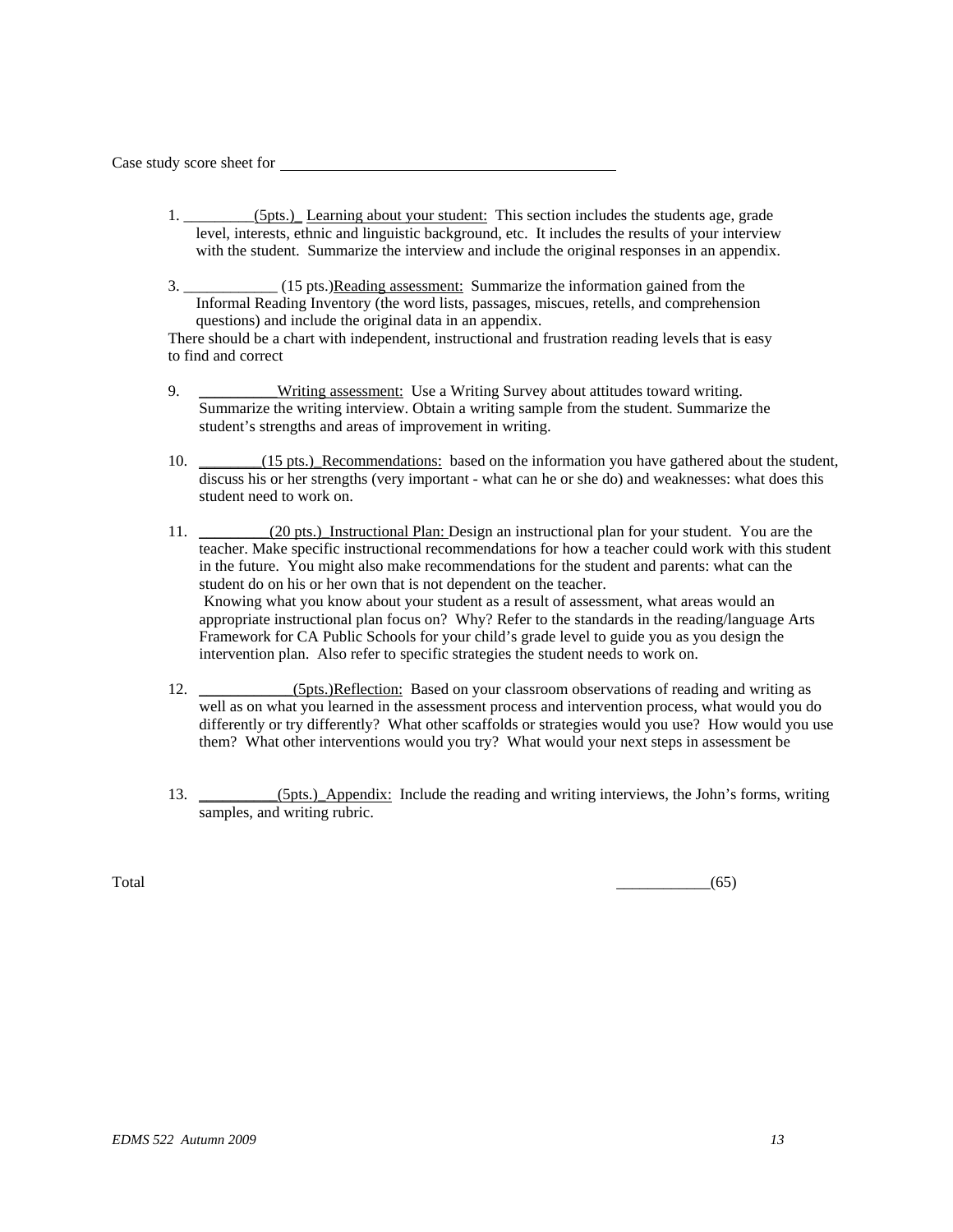Case study score sheet for ________________________________________

1. _________(5pts.)_ Learning about your student: This section includes the students age, grade level, interests, ethnic and linguistic background, etc. It includes the results of your interview with the student. Summarize the interview and include the original responses in an appendix.

3. ____________ (15 pts.)Reading assessment: Summarize the information gained from the Informal Reading Inventory (the word lists, passages, miscues, retells, and comprehension questions) and include the original data in an appendix.

There should be a chart with independent, instructional and frustration reading levels that is easy to find and correct

9. __________Writing assessment: Use a Writing Survey about attitudes toward writing. Summarize the writing interview. Obtain a writing sample from the student. Summarize the student's strengths and areas of improvement in writing.

10. ________(15 pts.)_Recommendations: based on the information you have gathered about the student, discuss his or her strengths (very important - what can he or she do) and weaknesses: what does this student need to work on.

11. _________(20 pts.)_Instructional Plan: Design an instructional plan for your student. You are the teacher. Make specific instructional recommendations for how a teacher could work with this student in the future. You might also make recommendations for the student and parents: what can the student do on his or her own that is not dependent on the teacher.
    Knowing what you know about your student as a result of assessment, what areas would an appropriate instructional plan focus on? Why? Refer to the standards in the reading/language Arts Framework for CA Public Schools for your child's grade level to guide you as you design the intervention plan. Also refer to specific strategies the student needs to work on.

12. ____________(5pts.)Reflection: Based on your classroom observations of reading and writing as well as on what you learned in the assessment process and intervention process, what would you do differently or try differently? What other scaffolds or strategies would you use? How would you use them? What other interventions would you try? What would your next steps in assessment be

13. __________(5pts.)_Appendix: Include the reading and writing interviews, the John's forms, writing samples, and writing rubric.

Total ____________(65)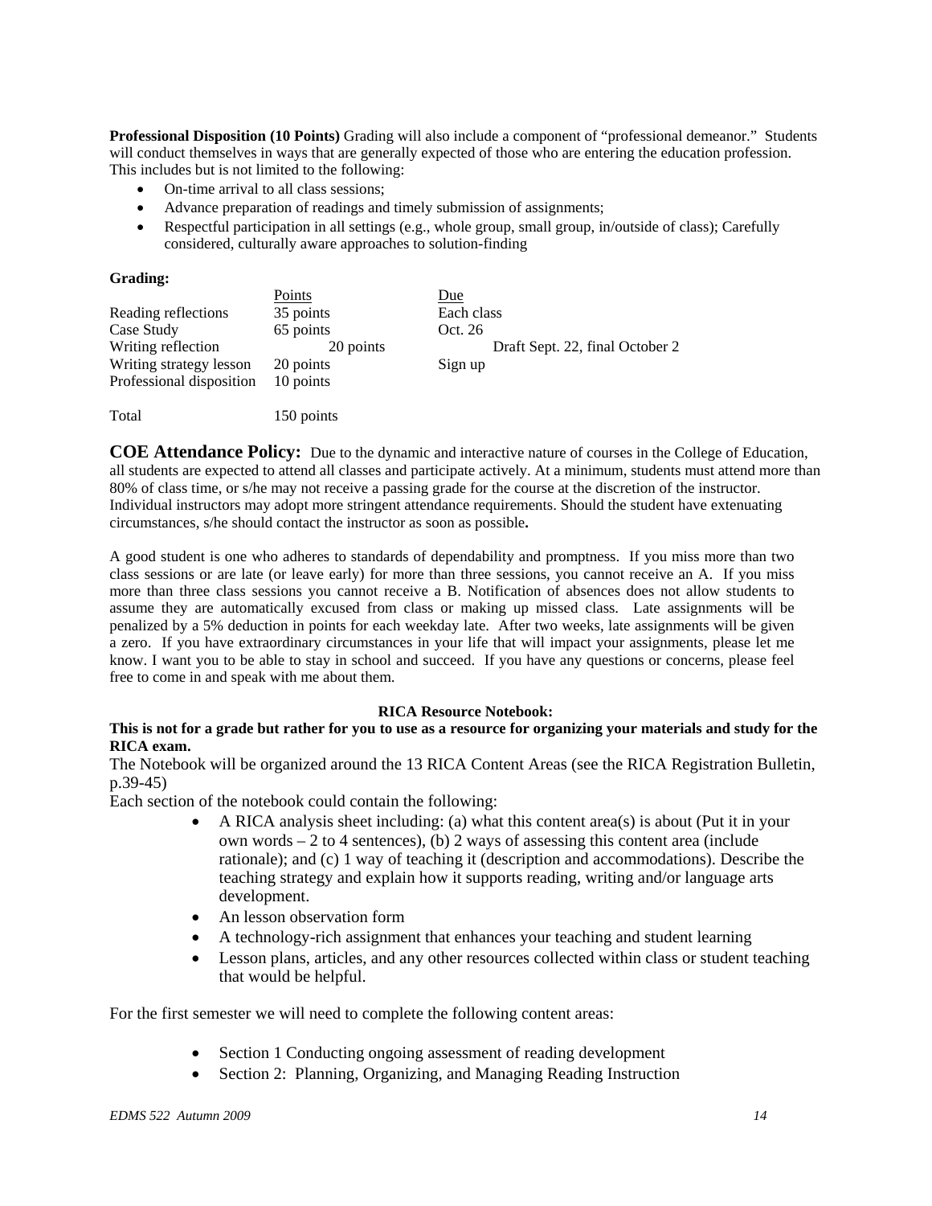**Professional Disposition (10 Points)** Grading will also include a component of "professional demeanor." Students will conduct themselves in ways that are generally expected of those who are entering the education profession. This includes but is not limited to the following:

- On-time arrival to all class sessions;
- Advance preparation of readings and timely submission of assignments;
- Respectful participation in all settings (e.g., whole group, small group, in/outside of class); Carefully considered, culturally aware approaches to solution-finding

**Grading:**

| | Points | Due |
|---|---|---|
| Reading reflections | 35 points | Each class |
| Case Study | 65 points | Oct. 26 |
| Writing reflection | 20 points | Draft Sept. 22, final October 2 |
| Writing strategy lesson | 20 points | Sign up |
| Professional disposition | 10 points | |
| | | |
| Total | 150 points | |

**COE Attendance Policy:** Due to the dynamic and interactive nature of courses in the College of Education, all students are expected to attend all classes and participate actively. At a minimum, students must attend more than 80% of class time, or s/he may not receive a passing grade for the course at the discretion of the instructor. Individual instructors may adopt more stringent attendance requirements. Should the student have extenuating circumstances, s/he should contact the instructor as soon as possible**.**

A good student is one who adheres to standards of dependability and promptness. If you miss more than two class sessions or are late (or leave early) for more than three sessions, you cannot receive an A. If you miss more than three class sessions you cannot receive a B. Notification of absences does not allow students to assume they are automatically excused from class or making up missed class. Late assignments will be penalized by a 5% deduction in points for each weekday late. After two weeks, late assignments will be given a zero. If you have extraordinary circumstances in your life that will impact your assignments, please let me know. I want you to be able to stay in school and succeed. If you have any questions or concerns, please feel free to come in and speak with me about them.

**RICA Resource Notebook:**

**This is not for a grade but rather for you to use as a resource for organizing your materials and study for the RICA exam.**

The Notebook will be organized around the 13 RICA Content Areas (see the RICA Registration Bulletin, p.39-45)

Each section of the notebook could contain the following:

- A RICA analysis sheet including: (a) what this content area(s) is about (Put it in your own words – 2 to 4 sentences), (b) 2 ways of assessing this content area (include rationale); and (c) 1 way of teaching it (description and accommodations). Describe the teaching strategy and explain how it supports reading, writing and/or language arts development.
- An lesson observation form
- A technology-rich assignment that enhances your teaching and student learning
- Lesson plans, articles, and any other resources collected within class or student teaching that would be helpful.

For the first semester we will need to complete the following content areas:

- Section 1 Conducting ongoing assessment of reading development
- Section 2: Planning, Organizing, and Managing Reading Instruction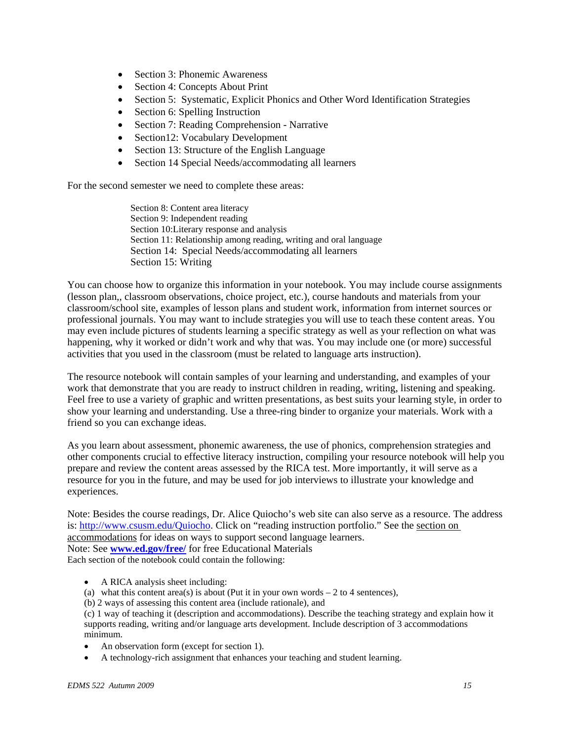- Section 3: Phonemic Awareness
- Section 4: Concepts About Print
- Section 5: Systematic, Explicit Phonics and Other Word Identification Strategies
- Section 6: Spelling Instruction
- Section 7: Reading Comprehension - Narrative
- Section12: Vocabulary Development
- Section 13: Structure of the English Language
- Section 14 Special Needs/accommodating all learners

For the second semester we need to complete these areas:

Section 8: Content area literacy
Section 9: Independent reading
Section 10:Literary response and analysis
Section 11: Relationship among reading, writing and oral language
Section 14: Special Needs/accommodating all learners
Section 15: Writing

You can choose how to organize this information in your notebook. You may include course assignments (lesson plan,, classroom observations, choice project, etc.), course handouts and materials from your classroom/school site, examples of lesson plans and student work, information from internet sources or professional journals. You may want to include strategies you will use to teach these content areas. You may even include pictures of students learning a specific strategy as well as your reflection on what was happening, why it worked or didn't work and why that was. You may include one (or more) successful activities that you used in the classroom (must be related to language arts instruction).

The resource notebook will contain samples of your learning and understanding, and examples of your work that demonstrate that you are ready to instruct children in reading, writing, listening and speaking. Feel free to use a variety of graphic and written presentations, as best suits your learning style, in order to show your learning and understanding. Use a three-ring binder to organize your materials. Work with a friend so you can exchange ideas.

As you learn about assessment, phonemic awareness, the use of phonics, comprehension strategies and other components crucial to effective literacy instruction, compiling your resource notebook will help you prepare and review the content areas assessed by the RICA test. More importantly, it will serve as a resource for you in the future, and may be used for job interviews to illustrate your knowledge and experiences.

Note: Besides the course readings, Dr. Alice Quiocho's web site can also serve as a resource. The address is: [http://www.csusm.edu/Quiocho](http://www.csusm.edu/Quiocho). Click on "reading instruction portfolio." See the section on accommodations for ideas on ways to support second language learners.
Note: See **[www.ed.gov/free/](http://www.ed.gov/free/)** for free Educational Materials
Each section of the notebook could contain the following:

- A RICA analysis sheet including:

(a) what this content area(s) is about (Put it in your own words – 2 to 4 sentences),
(b) 2 ways of assessing this content area (include rationale), and
(c) 1 way of teaching it (description and accommodations). Describe the teaching strategy and explain how it supports reading, writing and/or language arts development. Include description of 3 accommodations minimum.

- An observation form (except for section 1).
- A technology-rich assignment that enhances your teaching and student learning.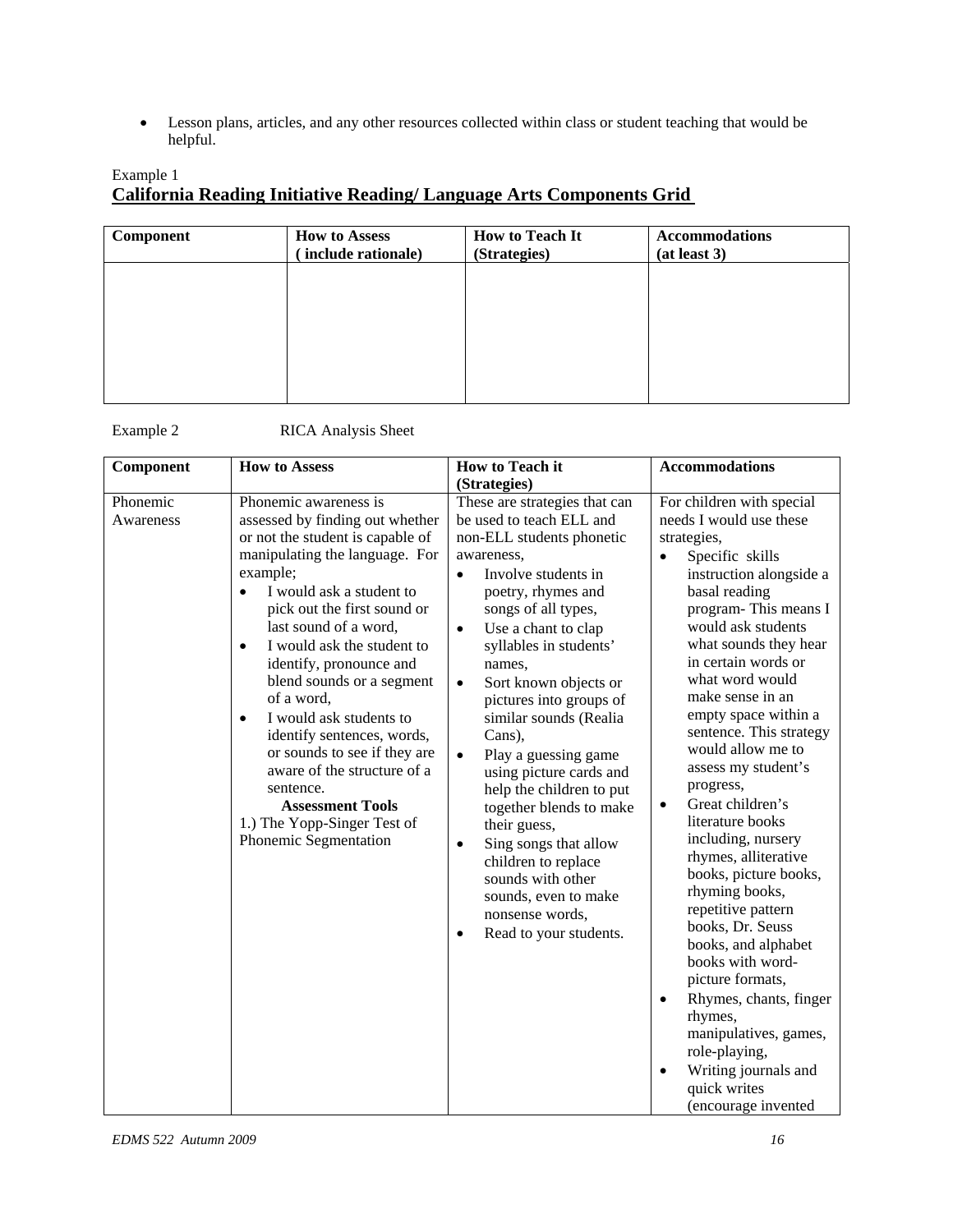- Lesson plans, articles, and any other resources collected within class or student teaching that would be helpful.

Example 1

## California Reading Initiative Reading/ Language Arts Components Grid

| Component | How to Assess ( include rationale) | How to Teach It (Strategies) | Accommodations (at least 3) |
|---|---|---|---|
| | | | |

Example 2 RICA Analysis Sheet

| Component | How to Assess | How to Teach it (Strategies) | Accommodations |
|---|---|---|---|
| Phonemic Awareness | Phonemic awareness is assessed by finding out whether or not the student is capable of manipulating the language. For example; <br>• I would ask a student to pick out the first sound or last sound of a word, <br>• I would ask the student to identify, pronounce and blend sounds or a segment of a word, <br>• I would ask students to identify sentences, words, or sounds to see if they are aware of the structure of a sentence. <br>**Assessment Tools** <br>1.) The Yopp-Singer Test of Phonemic Segmentation | These are strategies that can be used to teach ELL and non-ELL students phonetic awareness, <br>• Involve students in poetry, rhymes and songs of all types, <br>• Use a chant to clap syllables in students' names, <br>• Sort known objects or pictures into groups of similar sounds (Realia Cans), <br>• Play a guessing game using picture cards and help the children to put together blends to make their guess, <br>• Sing songs that allow children to replace sounds with other sounds, even to make nonsense words, <br>• Read to your students. | For children with special needs I would use these strategies, <br>• Specific skills instruction alongside a basal reading program- This means I would ask students what sounds they hear in certain words or what word would make sense in an empty space within a sentence. This strategy would allow me to assess my student's progress, <br>• Great children's literature books including, nursery rhymes, alliterative books, picture books, rhyming books, repetitive pattern books, Dr. Seuss books, and alphabet books with word-picture formats, <br>• Rhymes, chants, finger rhymes, manipulatives, games, role-playing, <br>• Writing journals and quick writes (encourage invented |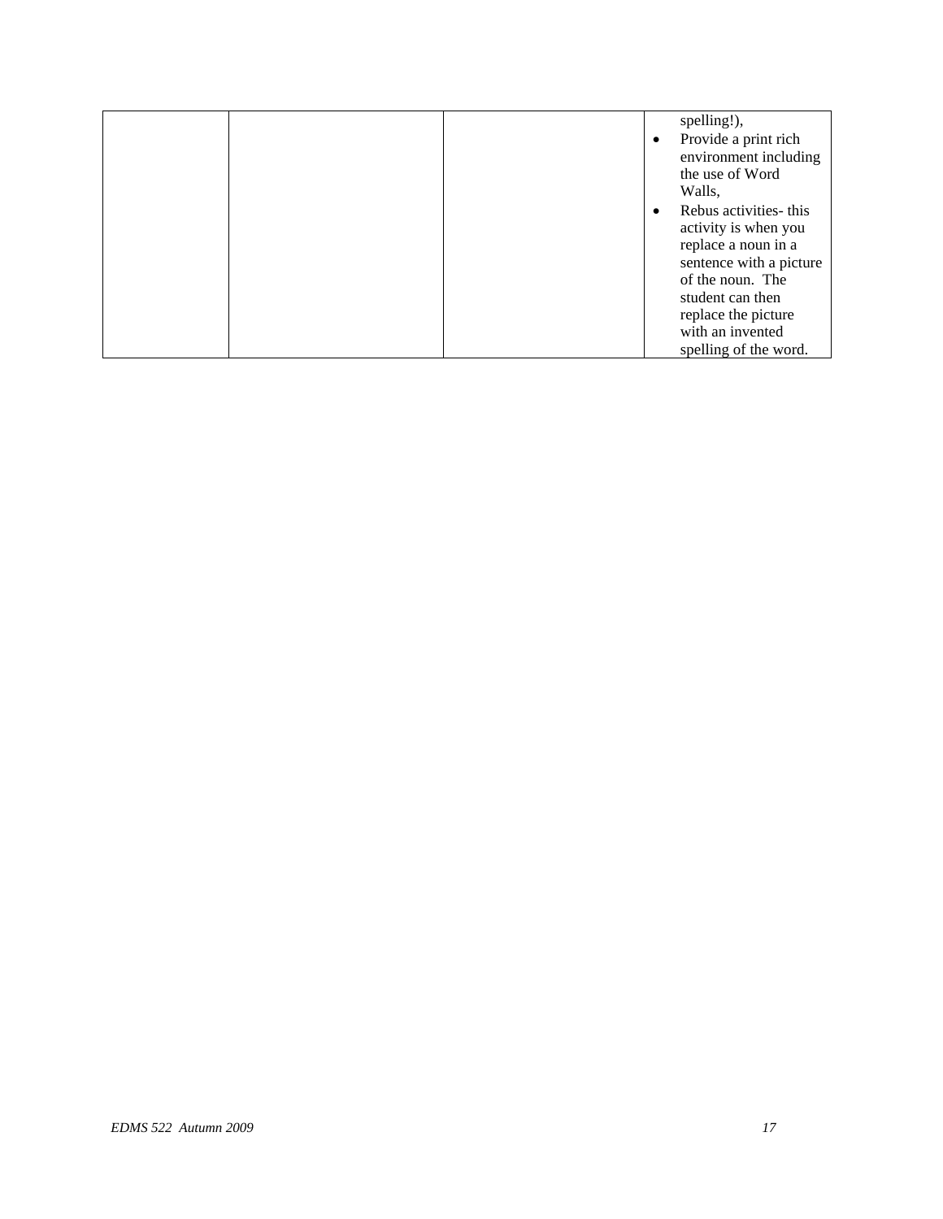| | | | spelling!),<br>• Provide a print rich environment including the use of Word Walls,<br>• Rebus activities- this activity is when you replace a noun in a sentence with a picture of the noun. The student can then replace the picture with an invented spelling of the word. |
|---|---|---|---|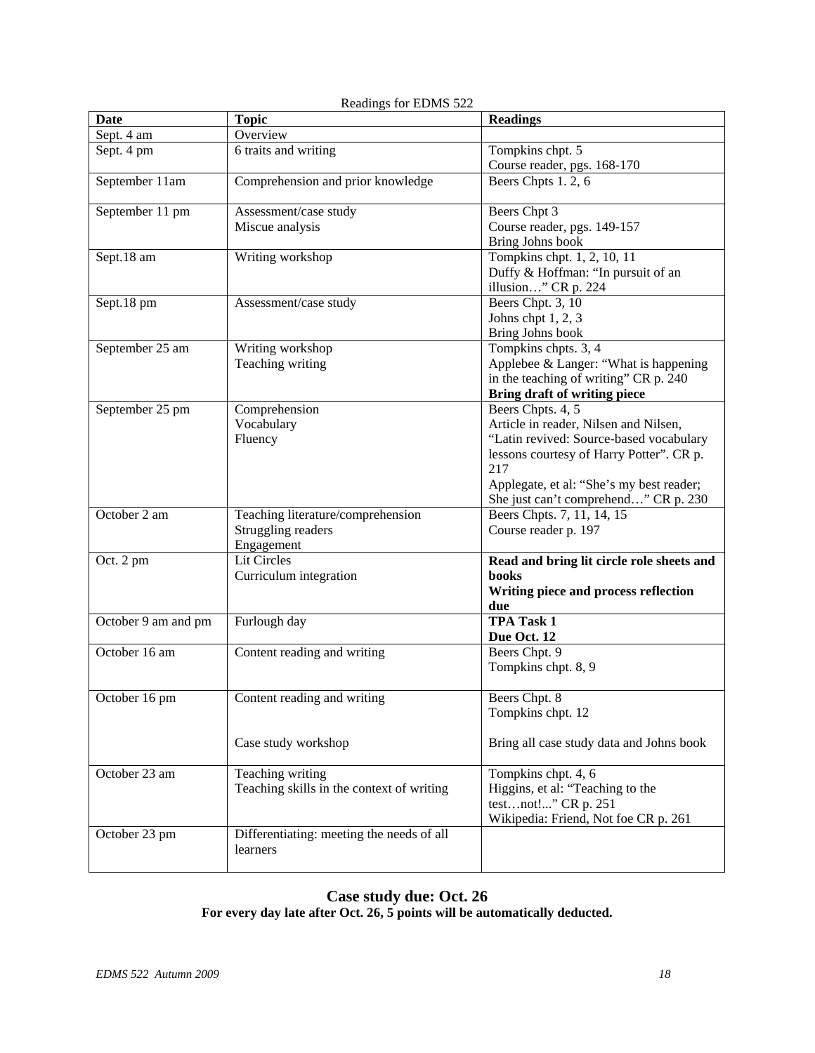Readings for EDMS 522

| Date | Topic | Readings |
|---|---|---|
| Sept. 4 am | Overview | |
| Sept. 4 pm | 6 traits and writing | Tompkins chpt. 5<br>Course reader, pgs. 168-170 |
| September 11am | Comprehension and prior knowledge | Beers Chpts 1. 2, 6 |
| September 11 pm | Assessment/case study<br>Miscue analysis | Beers Chpt 3<br>Course reader, pgs. 149-157<br>Bring Johns book |
| Sept.18 am | Writing workshop | Tompkins chpt. 1, 2, 10, 11<br>Duffy & Hoffman: "In pursuit of an illusion…" CR p. 224 |
| Sept.18 pm | Assessment/case study | Beers Chpt. 3, 10<br>Johns chpt 1, 2, 3<br>Bring Johns book |
| September 25 am | Writing workshop<br>Teaching writing | Tompkins chpts. 3, 4<br>Applebee & Langer: "What is happening in the teaching of writing" CR p. 240<br>**Bring draft of writing piece** |
| September 25 pm | Comprehension<br>Vocabulary<br>Fluency | Beers Chpts. 4, 5<br>Article in reader, Nilsen and Nilsen, "Latin revived: Source-based vocabulary lessons courtesy of Harry Potter". CR p. 217<br>Applegate, et al: "She's my best reader; She just can't comprehend…" CR p. 230 |
| October 2 am | Teaching literature/comprehension<br>Struggling readers<br>Engagement | Beers Chpts. 7, 11, 14, 15<br>Course reader p. 197 |
| Oct. 2 pm | Lit Circles<br>Curriculum integration | **Read and bring lit circle role sheets and books**<br>**Writing piece and process reflection due** |
| October 9 am and pm | Furlough day | **TPA Task 1**<br>**Due Oct. 12** |
| October 16 am | Content reading and writing | Beers Chpt. 9<br>Tompkins chpt. 8, 9 |
| October 16 pm | Content reading and writing<br><br>Case study workshop | Beers Chpt. 8<br>Tompkins chpt. 12<br><br>Bring all case study data and Johns book |
| October 23 am | Teaching writing<br>Teaching skills in the context of writing | Tompkins chpt. 4, 6<br>Higgins, et al: "Teaching to the test…not!..." CR p. 251<br>Wikipedia: Friend, Not foe CR p. 261 |
| October 23 pm | Differentiating: meeting the needs of all learners | |

**Case study due: Oct. 26**

**For every day late after Oct. 26, 5 points will be automatically deducted.**